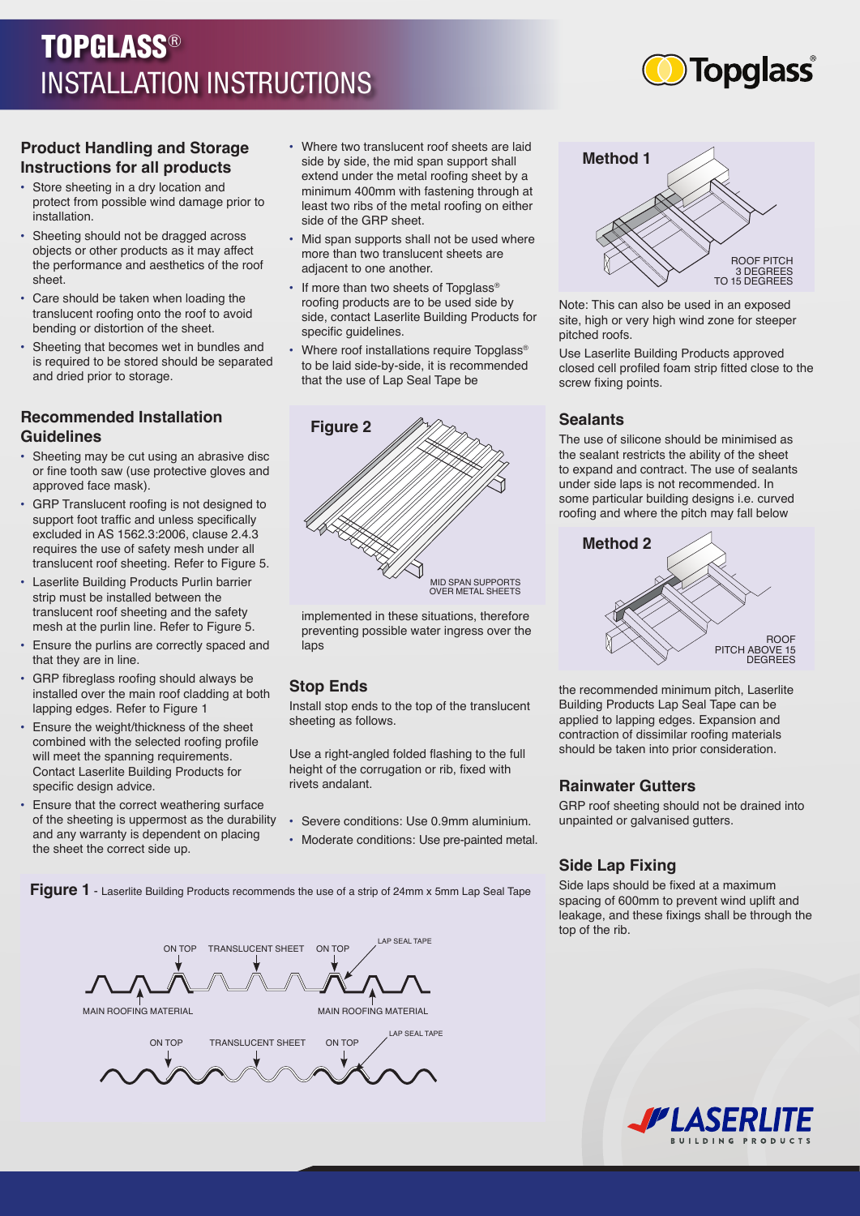# TOPGLASS® INSTALLATION INSTRUCTIONS

## Product Handling and Storage Instructions for all products

- Store sheeting in a dry location and protect from possible wind damage prior to installation.
- Sheeting should not be dragged across objects or other products as it may affect the performance and aesthetics of the roof sheet.
- Care should be taken when loading the translucent roofing onto the roof to avoid bending or distortion of the sheet.
- Sheeting that becomes wet in bundles and is required to be stored should be separated and dried prior to storage.

## Recommended Installation Guidelines

- Sheeting may be cut using an abrasive disc or fine tooth saw (use protective gloves and approved face mask).
- GRP Translucent roofing is not designed to support foot traffic and unless specifically excluded in AS 1562.3:2006, clause 2.4.3 requires the use of safety mesh under all translucent roof sheeting. Refer to Figure 5.
- Laserlite Building Products Purlin barrier strip must be installed between the translucent roof sheeting and the safety mesh at the purlin line. Refer to Figure 5.
- Ensure the purlins are correctly spaced and that they are in line.
- GRP fibreglass roofing should always be installed over the main roof cladding at both lapping edges. Refer to Figure 1
- Ensure the weight/thickness of the sheet combined with the selected roofing profile will meet the spanning requirements. Contact Laserlite Building Products for specific design advice.
- Ensure that the correct weathering surface of the sheeting is uppermost as the durability and any warranty is dependent on placing the sheet the correct side up.
- Where two translucent roof sheets are laid side by side, the mid span support shall extend under the metal roofing sheet by a minimum 400mm with fastening through at least two ribs of the metal roofing on either side of the GRP sheet.
- Mid span supports shall not be used where more than two translucent sheets are adjacent to one another.
- If more than two sheets of Topglass® roofing products are to be used side by side, contact Laserlite Building Products for specific guidelines.
- Where roof installations require Topglass® to be laid side-by-side, it is recommended that the use of Lap Seal Tape be implemented in these situations, therefore preventing possible water ingress over the laps

**Figure 2**

MID SPAN SUPPORTS OVER METAL SHEETS

**Figure 1** - Laserlite Building Products recommends the use of a strip of 24mm x 5mm Lap Seal Tape

ON TOP | TRANSLUCENT SHEET | ON TOP | LAP SEAL TAPE | MAIN ROOFING MATERIAL | MAIN ROOFING MATERIAL

ON TOP | TRANSLUCENT SHEET | ON TOP | LAP SEAL TAPE

## Stop Ends

Install stop ends to the top of the translucent sheeting as follows.

Use a right-angled folded flashing to the full height of the corrugation or rib, fixed with rivets andalant.

- Severe conditions: Use 0.9mm aluminium.
- Moderate conditions: Use pre-painted metal.

**Method 1**

ROOF PITCH 3 DEGREES TO 15 DEGREES

Note: This can also be used in an exposed site, high or very high wind zone for steeper pitched roofs.

Use Laserlite Building Products approved closed cell profiled foam strip fitted close to the screw fixing points.

## Sealants

The use of silicone should be minimised as the sealant restricts the ability of the sheet to expand and contract. The use of sealants under side laps is not recommended. In some particular building designs i.e. curved roofing and where the pitch may fall below the recommended minimum pitch, Laserlite Building Products Lap Seal Tape can be applied to lapping edges. Expansion and contraction of dissimilar roofing materials should be taken into prior consideration.

**Method 2**

ROOF PITCH ABOVE 15 DEGREES

## Rainwater Gutters

GRP roof sheeting should not be drained into unpainted or galvanised gutters.

## Side Lap Fixing

Side laps should be fixed at a maximum spacing of 600mm to prevent wind uplift and leakage, and these fixings shall be through the top of the rib.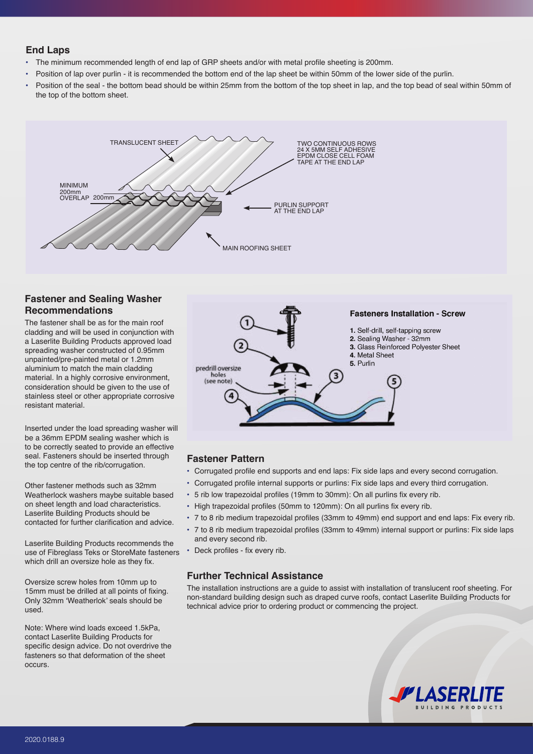## End Laps

- The minimum recommended length of end lap of GRP sheets and/or with metal profile sheeting is 200mm.
- Position of lap over purlin - it is recommended the bottom end of the lap sheet be within 50mm of the lower side of the purlin.
- Position of the seal - the bottom bead should be within 25mm from the bottom of the top sheet in lap, and the top bead of seal within 50mm of the top of the bottom sheet.

TRANSLUCENT SHEET

TWO CONTINUOUS ROWS 24 X 5MM SELF ADHESIVE EPDM CLOSE CELL FOAM TAPE AT THE END LAP

MINIMUM 200mm OVERLAP 200mm

PURLIN SUPPORT AT THE END LAP

MAIN ROOFING SHEET

## Fastener and Sealing Washer Recommendations

The fastener shall be as for the main roof cladding and will be used in conjunction with a Laserlite Building Products approved load spreading washer constructed of 0.95mm unpainted/pre-painted metal or 1.2mm aluminium to match the main cladding material. In a highly corrosive environment, consideration should be given to the use of stainless steel or other appropriate corrosive resistant material.

Inserted under the load spreading washer will be a 36mm EPDM sealing washer which is to be correctly seated to provide an effective seal. Fasteners should be inserted through the top centre of the rib/corrugation.

Other fastener methods such as 32mm Weatherlock washers maybe suitable based on sheet length and load characteristics. Laserlite Building Products should be contacted for further clarification and advice.

Laserlite Building Products recommends the use of Fibreglass Teks or StoreMate fasteners which drill an oversize hole as they fix.

Oversize screw holes from 10mm up to 15mm must be drilled at all points of fixing. Only 32mm 'Weatherlok' seals should be used.

Note: Where wind loads exceed 1.5kPa, contact Laserlite Building Products for specific design advice. Do not overdrive the fasteners so that deformation of the sheet occurs.

### Fasteners Installation - Screw

predrill oversize holes (see note)

1. Self-drill, self-tapping screw
2. Sealing Washer - 32mm
3. Glass Reinforced Polyester Sheet
4. Metal Sheet
5. Purlin

## Fastener Pattern

- Corrugated profile end supports and end laps: Fix side laps and every second corrugation.
- Corrugated profile internal supports or purlins: Fix side laps and every third corrugation.
- 5 rib low trapezoidal profiles (19mm to 30mm): On all purlins fix every rib.
- High trapezoidal profiles (50mm to 120mm): On all purlins fix every rib.
- 7 to 8 rib medium trapezoidal profiles (33mm to 49mm) end support and end laps: Fix every rib.
- 7 to 8 rib medium trapezoidal profiles (33mm to 49mm) internal support or purlins: Fix side laps and every second rib.
- Deck profiles - fix every rib.

## Further Technical Assistance

The installation instructions are a guide to assist with installation of translucent roof sheeting. For non-standard building design such as draped curve roofs, contact Laserlite Building Products for technical advice prior to ordering product or commencing the project.

LASERLITE BUILDING PRODUCTS

2020.0188.9